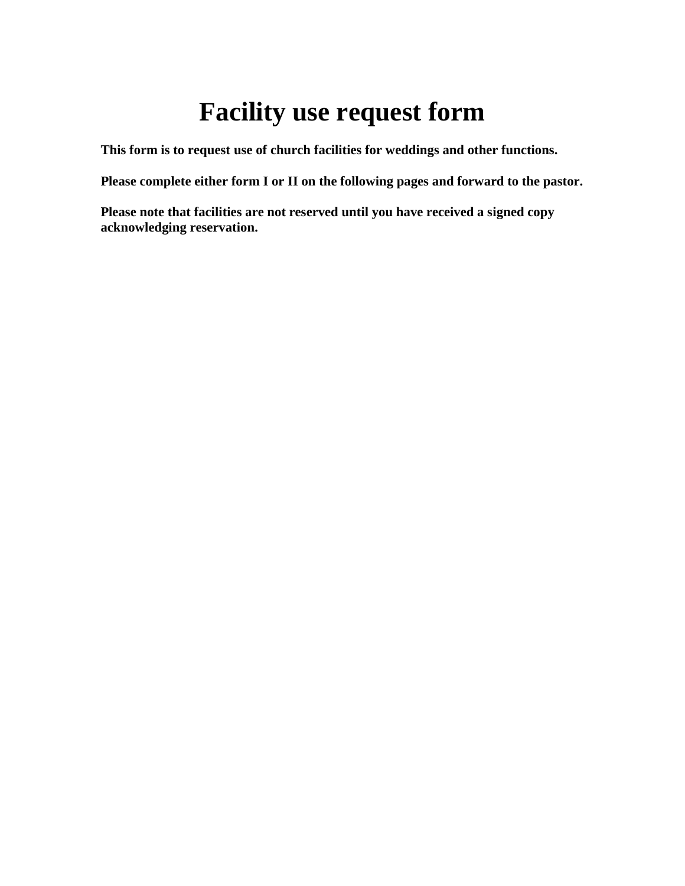# Facility use request form

**This form is to request use of church facilities for weddings and other functions.**

**Please complete either form I or II on the following pages and forward to the pastor.**

**Please note that facilities are not reserved until you have received a signed copy acknowledging reservation.**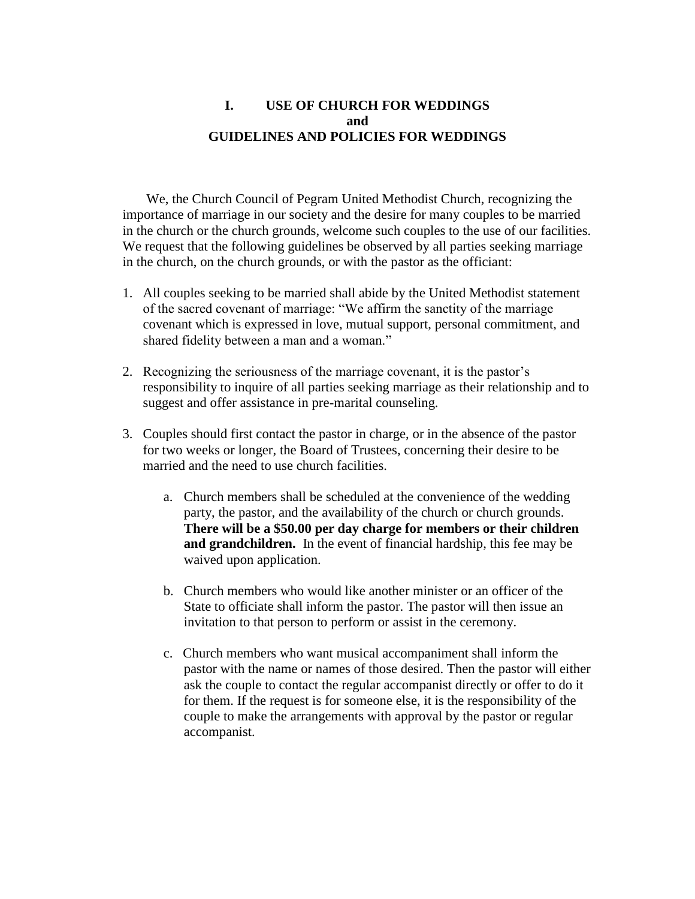# I. USE OF CHURCH FOR WEDDINGS
# and
# GUIDELINES AND POLICIES FOR WEDDINGS

We, the Church Council of Pegram United Methodist Church, recognizing the importance of marriage in our society and the desire for many couples to be married in the church or the church grounds, welcome such couples to the use of our facilities. We request that the following guidelines be observed by all parties seeking marriage in the church, on the church grounds, or with the pastor as the officiant:

1. All couples seeking to be married shall abide by the United Methodist statement of the sacred covenant of marriage: "We affirm the sanctity of the marriage covenant which is expressed in love, mutual support, personal commitment, and shared fidelity between a man and a woman."

2. Recognizing the seriousness of the marriage covenant, it is the pastor's responsibility to inquire of all parties seeking marriage as their relationship and to suggest and offer assistance in pre-marital counseling.

3. Couples should first contact the pastor in charge, or in the absence of the pastor for two weeks or longer, the Board of Trustees, concerning their desire to be married and the need to use church facilities.

   a. Church members shall be scheduled at the convenience of the wedding party, the pastor, and the availability of the church or church grounds. **There will be a $50.00 per day charge for members or their children and grandchildren.** In the event of financial hardship, this fee may be waived upon application.

   b. Church members who would like another minister or an officer of the State to officiate shall inform the pastor. The pastor will then issue an invitation to that person to perform or assist in the ceremony.

   c. Church members who want musical accompaniment shall inform the pastor with the name or names of those desired. Then the pastor will either ask the couple to contact the regular accompanist directly or offer to do it for them. If the request is for someone else, it is the responsibility of the couple to make the arrangements with approval by the pastor or regular accompanist.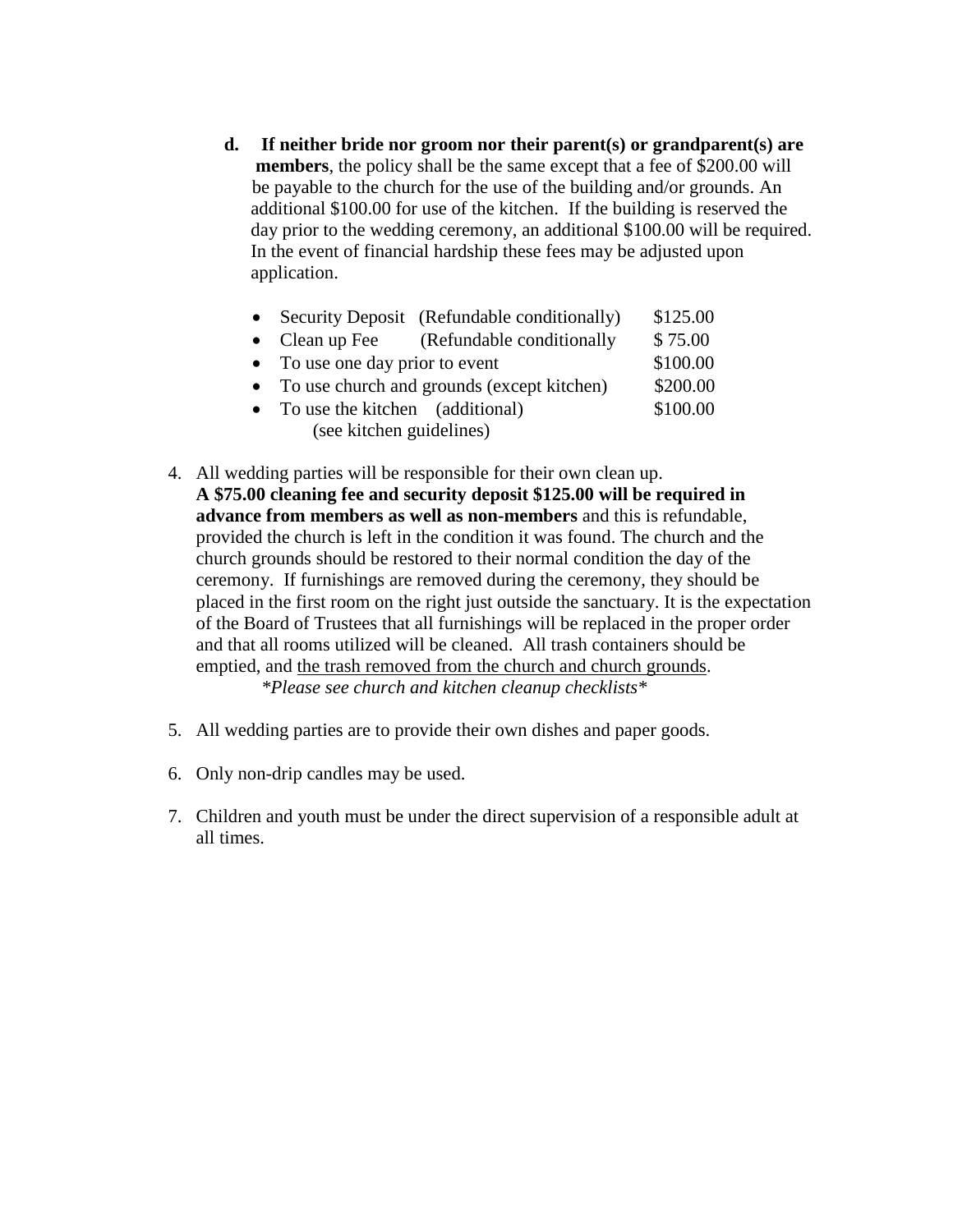**d. If neither bride nor groom nor their parent(s) or grandparent(s) are members**, the policy shall be the same except that a fee of $200.00 will be payable to the church for the use of the building and/or grounds. An additional $100.00 for use of the kitchen. If the building is reserved the day prior to the wedding ceremony, an additional $100.00 will be required. In the event of financial hardship these fees may be adjusted upon application.

- Security Deposit (Refundable conditionally) $125.00
- Clean up Fee (Refundable conditionally $ 75.00
- To use one day prior to event $100.00
- To use church and grounds (except kitchen) $200.00
- To use the kitchen (additional) $100.00
  (see kitchen guidelines)

4. All wedding parties will be responsible for their own clean up. **A $75.00 cleaning fee and security deposit $125.00 will be required in advance from members as well as non-members** and this is refundable, provided the church is left in the condition it was found. The church and the church grounds should be restored to their normal condition the day of the ceremony. If furnishings are removed during the ceremony, they should be placed in the first room on the right just outside the sanctuary. It is the expectation of the Board of Trustees that all furnishings will be replaced in the proper order and that all rooms utilized will be cleaned. All trash containers should be emptied, and <u>the trash removed from the church and church grounds</u>.
   *\*Please see church and kitchen cleanup checklists\**

5. All wedding parties are to provide their own dishes and paper goods.

6. Only non-drip candles may be used.

7. Children and youth must be under the direct supervision of a responsible adult at all times.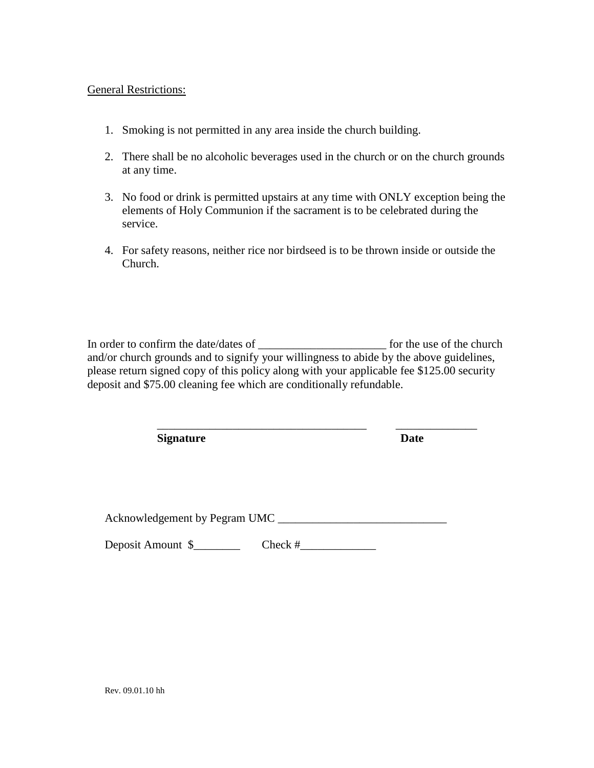<u>General Restrictions:</u>

1. Smoking is not permitted in any area inside the church building.
2. There shall be no alcoholic beverages used in the church or on the church grounds at any time.
3. No food or drink is permitted upstairs at any time with ONLY exception being the elements of Holy Communion if the sacrament is to be celebrated during the service.
4. For safety reasons, neither rice nor birdseed is to be thrown inside or outside the Church.

In order to confirm the date/dates of ______________________ for the use of the church and/or church grounds and to signify your willingness to abide by the above guidelines, please return signed copy of this policy along with your applicable fee $125.00 security deposit and $75.00 cleaning fee which are conditionally refundable.

____________________________________ ______________

**Signature** **Date**

Acknowledgement by Pegram UMC _____________________________

Deposit Amount $________ Check #_____________

Rev. 09.01.10 hh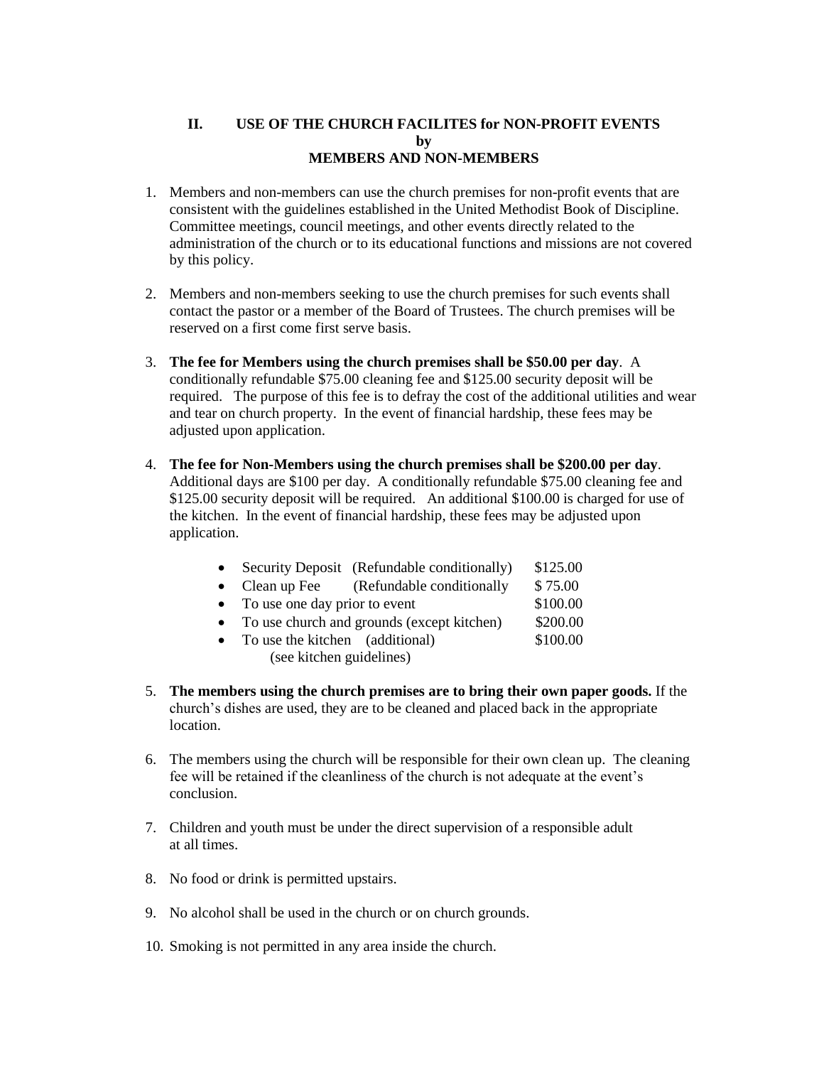## II. USE OF THE CHURCH FACILITES for NON-PROFIT EVENTS by MEMBERS AND NON-MEMBERS

1. Members and non-members can use the church premises for non-profit events that are consistent with the guidelines established in the United Methodist Book of Discipline. Committee meetings, council meetings, and other events directly related to the administration of the church or to its educational functions and missions are not covered by this policy.

2. Members and non-members seeking to use the church premises for such events shall contact the pastor or a member of the Board of Trustees. The church premises will be reserved on a first come first serve basis.

3. **The fee for Members using the church premises shall be $50.00 per day**. A conditionally refundable $75.00 cleaning fee and $125.00 security deposit will be required. The purpose of this fee is to defray the cost of the additional utilities and wear and tear on church property. In the event of financial hardship, these fees may be adjusted upon application.

4. **The fee for Non-Members using the church premises shall be $200.00 per day**. Additional days are $100 per day. A conditionally refundable $75.00 cleaning fee and $125.00 security deposit will be required. An additional $100.00 is charged for use of the kitchen. In the event of financial hardship, these fees may be adjusted upon application.

   - Security Deposit (Refundable conditionally) $125.00
   - Clean up Fee (Refundable conditionally $ 75.00
   - To use one day prior to event $100.00
   - To use church and grounds (except kitchen) $200.00
   - To use the kitchen (additional) $100.00  
     (see kitchen guidelines)

5. **The members using the church premises are to bring their own paper goods.** If the church's dishes are used, they are to be cleaned and placed back in the appropriate location.

6. The members using the church will be responsible for their own clean up. The cleaning fee will be retained if the cleanliness of the church is not adequate at the event's conclusion.

7. Children and youth must be under the direct supervision of a responsible adult at all times.

8. No food or drink is permitted upstairs.

9. No alcohol shall be used in the church or on church grounds.

10. Smoking is not permitted in any area inside the church.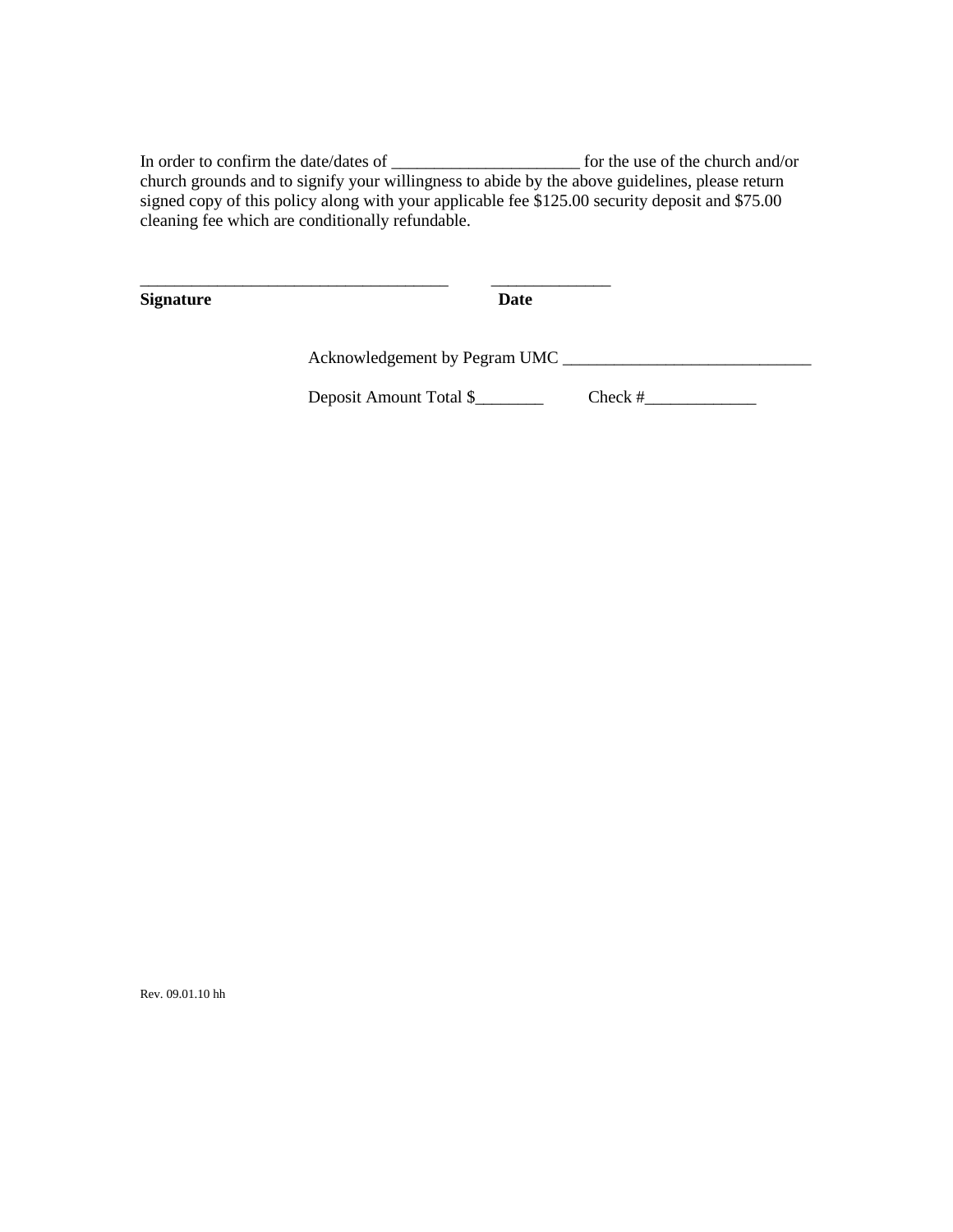In order to confirm the date/dates of ______________________ for the use of the church and/or church grounds and to signify your willingness to abide by the above guidelines, please return signed copy of this policy along with your applicable fee $125.00 security deposit and $75.00 cleaning fee which are conditionally refundable.

____________________________________ ______________

**Signature** **Date**

Acknowledgement by Pegram UMC _____________________________

Deposit Amount Total $________ Check #_____________

Rev. 09.01.10 hh